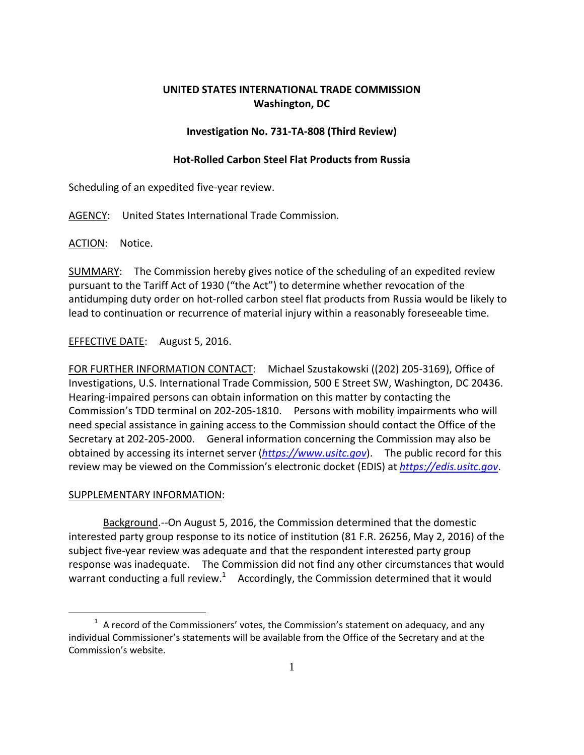**UNITED STATES INTERNATIONAL TRADE COMMISSION**
**Washington, DC**

**Investigation No. 731-TA-808 (Third Review)**

**Hot-Rolled Carbon Steel Flat Products from Russia**

Scheduling of an expedited five-year review.

AGENCY: United States International Trade Commission.

ACTION: Notice.

SUMMARY: The Commission hereby gives notice of the scheduling of an expedited review pursuant to the Tariff Act of 1930 ("the Act") to determine whether revocation of the antidumping duty order on hot-rolled carbon steel flat products from Russia would be likely to lead to continuation or recurrence of material injury within a reasonably foreseeable time.

EFFECTIVE DATE: August 5, 2016.

FOR FURTHER INFORMATION CONTACT: Michael Szustakowski ((202) 205-3169), Office of Investigations, U.S. International Trade Commission, 500 E Street SW, Washington, DC 20436. Hearing-impaired persons can obtain information on this matter by contacting the Commission's TDD terminal on 202-205-1810. Persons with mobility impairments who will need special assistance in gaining access to the Commission should contact the Office of the Secretary at 202-205-2000. General information concerning the Commission may also be obtained by accessing its internet server (*https://www.usitc.gov*). The public record for this review may be viewed on the Commission's electronic docket (EDIS) at *https://edis.usitc.gov*.

SUPPLEMENTARY INFORMATION:

Background.--On August 5, 2016, the Commission determined that the domestic interested party group response to its notice of institution (81 F.R. 26256, May 2, 2016) of the subject five-year review was adequate and that the respondent interested party group response was inadequate. The Commission did not find any other circumstances that would warrant conducting a full review.[1] Accordingly, the Commission determined that it would

[1] A record of the Commissioners' votes, the Commission's statement on adequacy, and any individual Commissioner's statements will be available from the Office of the Secretary and at the Commission's website.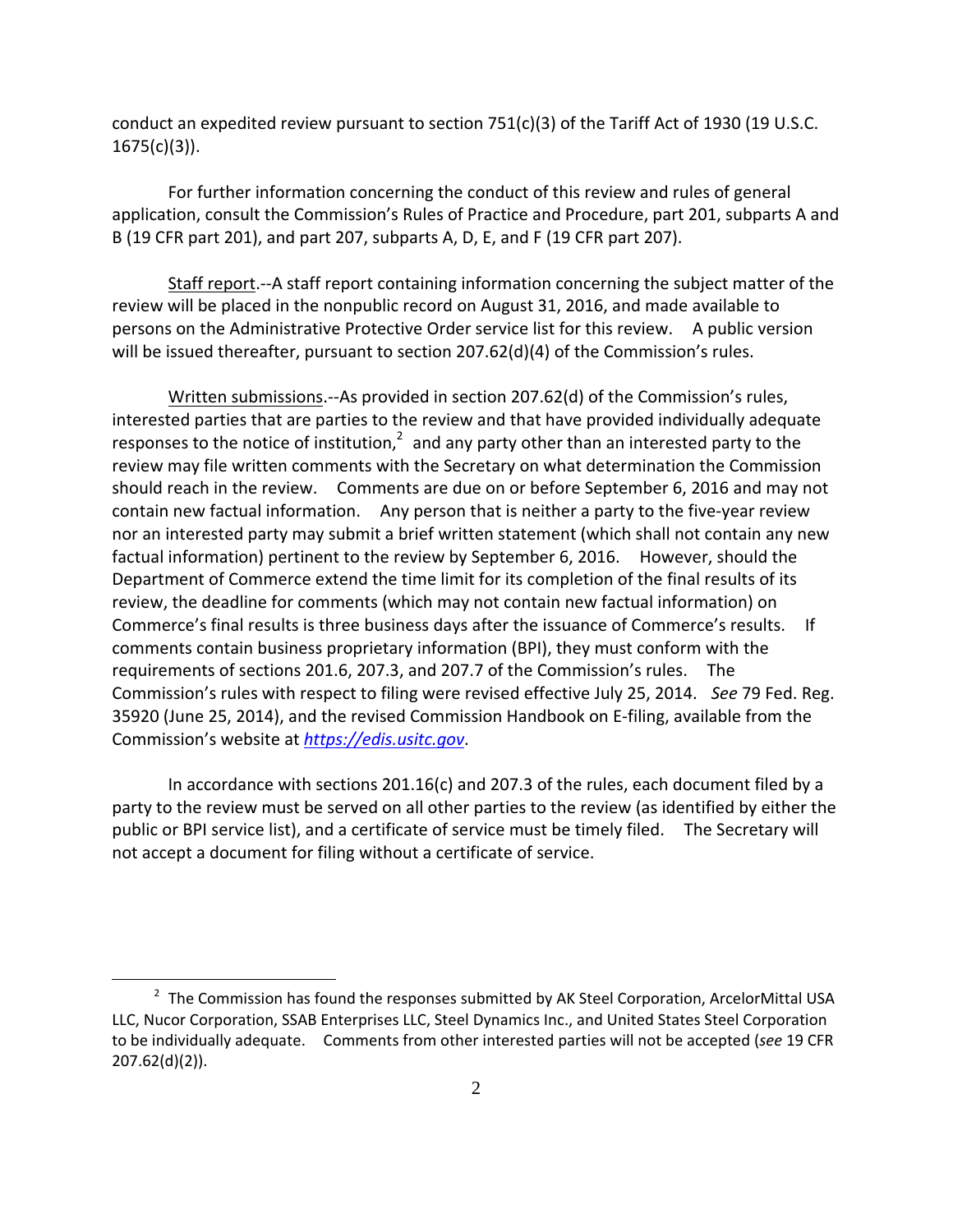conduct an expedited review pursuant to section 751(c)(3) of the Tariff Act of 1930 (19 U.S.C. 1675(c)(3)).

For further information concerning the conduct of this review and rules of general application, consult the Commission's Rules of Practice and Procedure, part 201, subparts A and B (19 CFR part 201), and part 207, subparts A, D, E, and F (19 CFR part 207).

Staff report.--A staff report containing information concerning the subject matter of the review will be placed in the nonpublic record on August 31, 2016, and made available to persons on the Administrative Protective Order service list for this review. A public version will be issued thereafter, pursuant to section 207.62(d)(4) of the Commission's rules.

Written submissions.--As provided in section 207.62(d) of the Commission's rules, interested parties that are parties to the review and that have provided individually adequate responses to the notice of institution,[2] and any party other than an interested party to the review may file written comments with the Secretary on what determination the Commission should reach in the review. Comments are due on or before September 6, 2016 and may not contain new factual information. Any person that is neither a party to the five-year review nor an interested party may submit a brief written statement (which shall not contain any new factual information) pertinent to the review by September 6, 2016. However, should the Department of Commerce extend the time limit for its completion of the final results of its review, the deadline for comments (which may not contain new factual information) on Commerce's final results is three business days after the issuance of Commerce's results. If comments contain business proprietary information (BPI), they must conform with the requirements of sections 201.6, 207.3, and 207.7 of the Commission's rules. The Commission's rules with respect to filing were revised effective July 25, 2014. *See* 79 Fed. Reg. 35920 (June 25, 2014), and the revised Commission Handbook on E-filing, available from the Commission's website at *https://edis.usitc.gov*.

In accordance with sections 201.16(c) and 207.3 of the rules, each document filed by a party to the review must be served on all other parties to the review (as identified by either the public or BPI service list), and a certificate of service must be timely filed. The Secretary will not accept a document for filing without a certificate of service.

---

[2] The Commission has found the responses submitted by AK Steel Corporation, ArcelorMittal USA LLC, Nucor Corporation, SSAB Enterprises LLC, Steel Dynamics Inc., and United States Steel Corporation to be individually adequate. Comments from other interested parties will not be accepted (*see* 19 CFR 207.62(d)(2)).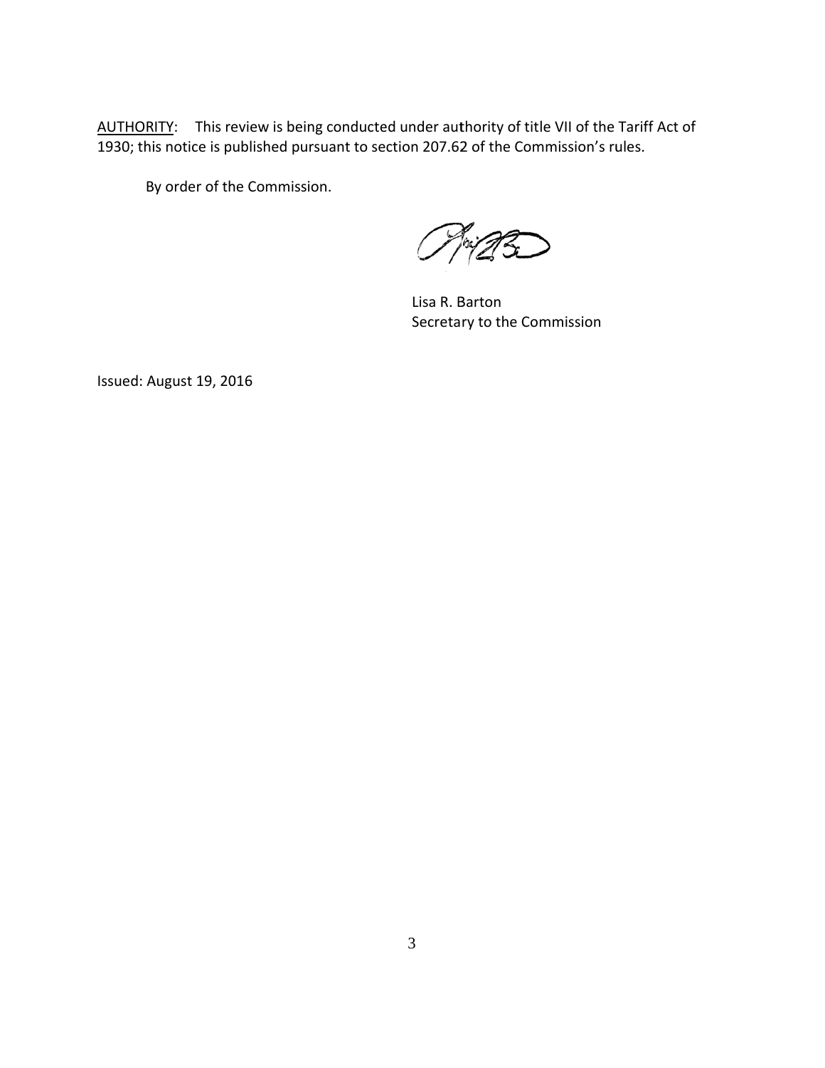<u>AUTHORITY</u>: This review is being conducted under authority of title VII of the Tariff Act of 1930; this notice is published pursuant to section 207.62 of the Commission's rules.

By order of the Commission.

Lisa R. Barton  
Secretary to the Commission

Issued: August 19, 2016